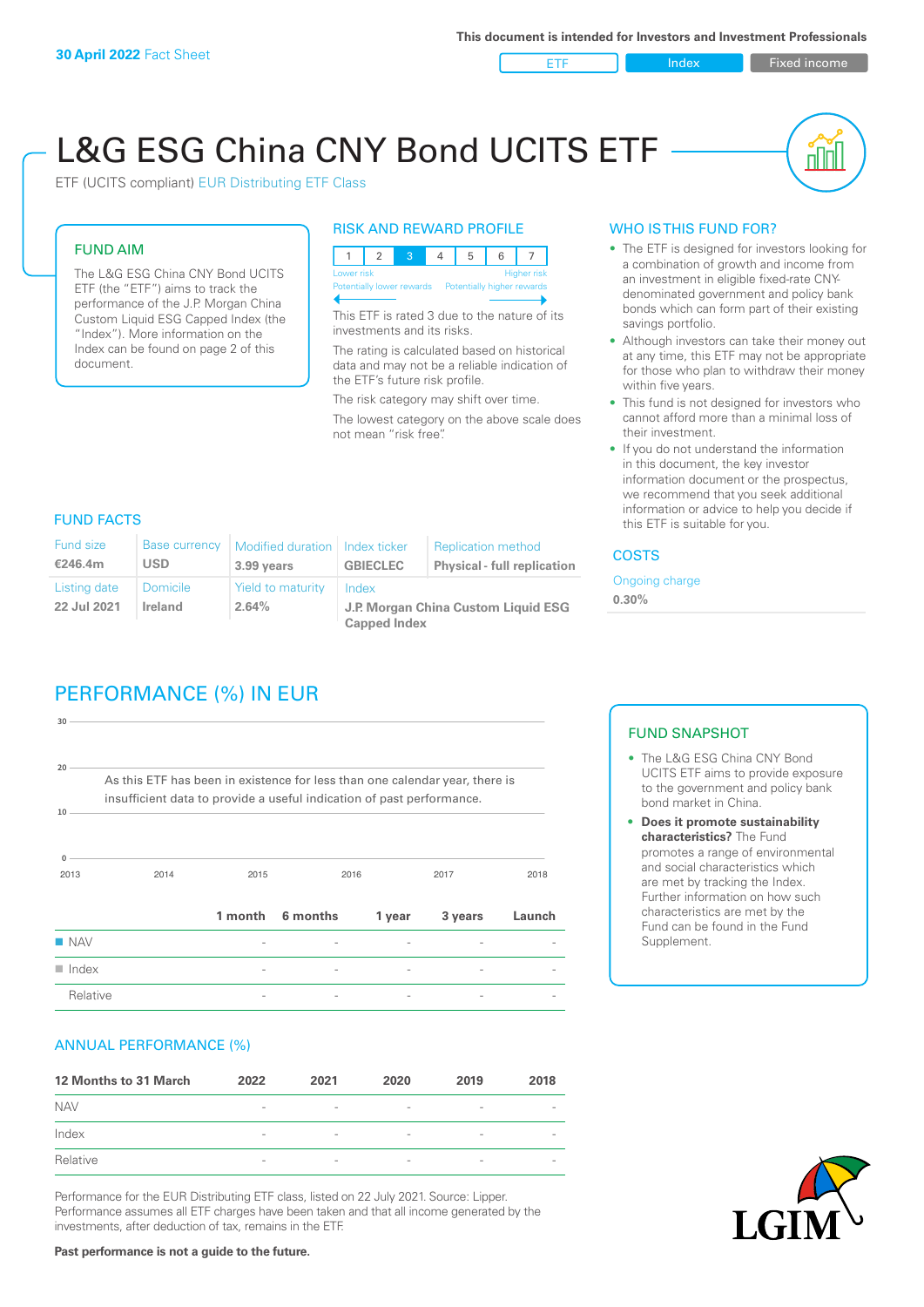**30 April 2022** Fact Sheet

This document is intended for Investors and Investment Professionals

ETF | Index | Fixed income

# L&G ESG China CNY Bond UCITS ETF

ETF (UCITS compliant) EUR Distributing ETF Class

## FUND AIM

The L&G ESG China CNY Bond UCITS ETF (the "ETF") aims to track the performance of the J.P. Morgan China Custom Liquid ESG Capped Index (the "Index"). More information on the Index can be found on page 2 of this document.

## RISK AND REWARD PROFILE

| 1 | 2 | 3 | 4 | 5 | 6 | 7 |
|---|---|---|---|---|---|---|

Lower risk — Higher risk
Potentially lower rewards — Potentially higher rewards

This ETF is rated 3 due to the nature of its investments and its risks.

The rating is calculated based on historical data and may not be a reliable indication of the ETF's future risk profile.

The risk category may shift over time.

The lowest category on the above scale does not mean "risk free".

## WHO IS THIS FUND FOR?

- The ETF is designed for investors looking for a combination of growth and income from an investment in eligible fixed-rate CNY-denominated government and policy bank bonds which can form part of their existing savings portfolio.
- Although investors can take their money out at any time, this ETF may not be appropriate for those who plan to withdraw their money within five years.
- This fund is not designed for investors who cannot afford more than a minimal loss of their investment.
- If you do not understand the information in this document, the key investor information document or the prospectus, we recommend that you seek additional information or advice to help you decide if this ETF is suitable for you.

## FUND FACTS

| Fund size | Base currency | Modified duration | Index ticker | Replication method |
|---|---|---|---|---|
| **€246.4m** | **USD** | **3.99 years** | **GBIECLEC** | **Physical - full replication** |
| Listing date | Domicile | Yield to maturity | Index | |
| **22 Jul 2021** | **Ireland** | **2.64%** | **J.P. Morgan China Custom Liquid ESG Capped Index** | |

## COSTS

Ongoing charge
**0.30%**

## PERFORMANCE (%) IN EUR

As this ETF has been in existence for less than one calendar year, there is insufficient data to provide a useful indication of past performance.

| | 1 month | 6 months | 1 year | 3 years | Launch |
|---|---|---|---|---|---|
| NAV | - | - | - | - | - |
| Index | - | - | - | - | - |
| Relative | - | - | - | - | - |

## FUND SNAPSHOT

- The L&G ESG China CNY Bond UCITS ETF aims to provide exposure to the government and policy bank bond market in China.
- **Does it promote sustainability characteristics?** The Fund promotes a range of environmental and social characteristics which are met by tracking the Index. Further information on how such characteristics are met by the Fund can be found in the Fund Supplement.

## ANNUAL PERFORMANCE (%)

| 12 Months to 31 March | 2022 | 2021 | 2020 | 2019 | 2018 |
|---|---|---|---|---|---|
| NAV | - | - | - | - | - |
| Index | - | - | - | - | - |
| Relative | - | - | - | - | - |

Performance for the EUR Distributing ETF class, listed on 22 July 2021. Source: Lipper. Performance assumes all ETF charges have been taken and that all income generated by the investments, after deduction of tax, remains in the ETF.

**Past performance is not a guide to the future.**

LGIM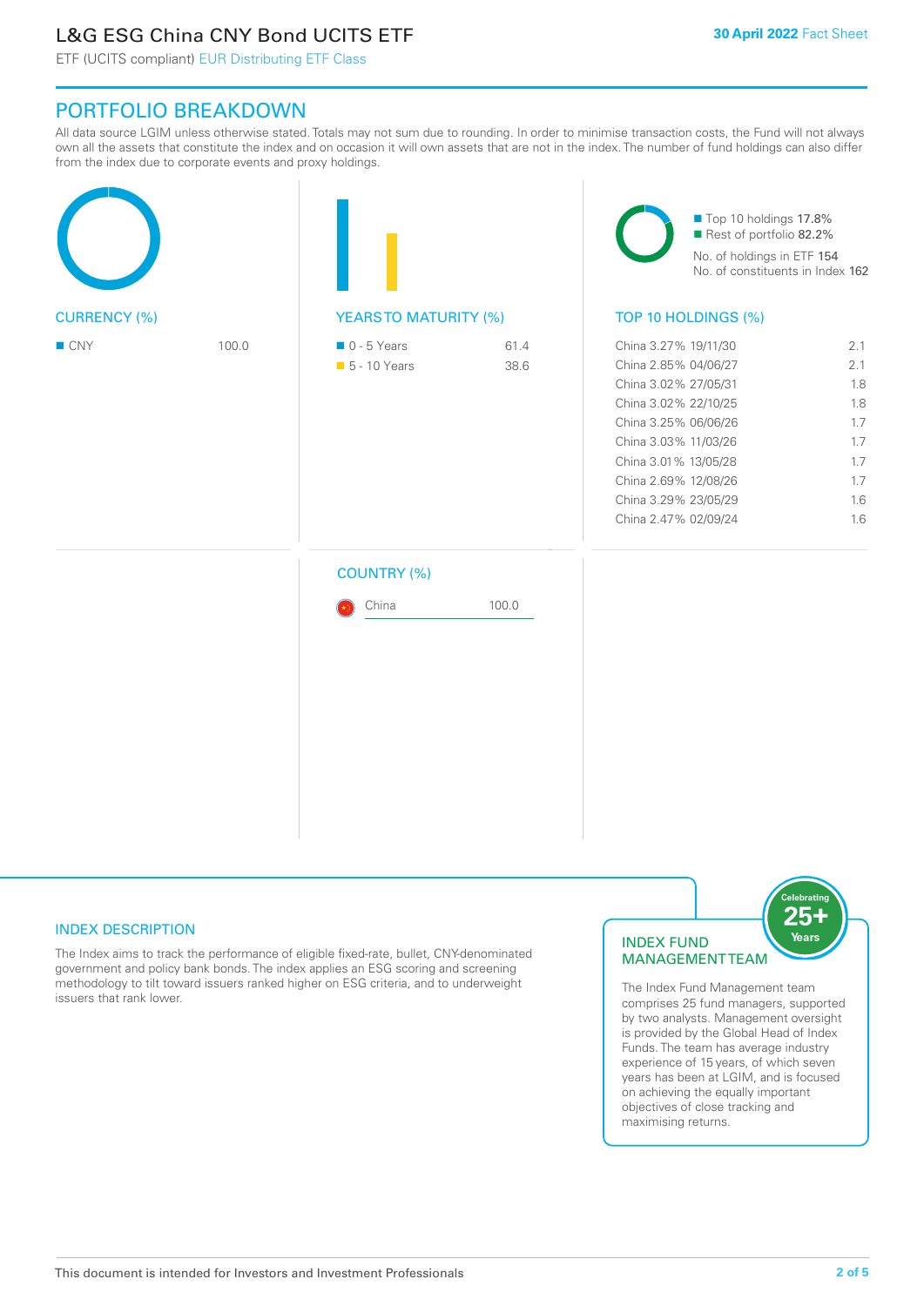# PORTFOLIO BREAKDOWN

All data source LGIM unless otherwise stated. Totals may not sum due to rounding. In order to minimise transaction costs, the Fund will not always own all the assets that constitute the index and on occasion it will own assets that are not in the index. The number of fund holdings can also differ from the index due to corporate events and proxy holdings.

## CURRENCY (%)

| Currency | % |
|---|---|
| CNY | 100.0 |

## YEARS TO MATURITY (%)

| Years to maturity | % |
|---|---|
| 0 - 5 Years | 61.4 |
| 5 - 10 Years | 38.6 |

Top 10 holdings 17.8%
Rest of portfolio 82.2%
No. of holdings in ETF 154
No. of constituents in Index 162

## TOP 10 HOLDINGS (%)

| Holding | % |
|---|---|
| China 3.27% 19/11/30 | 2.1 |
| China 2.85% 04/06/27 | 2.1 |
| China 3.02% 27/05/31 | 1.8 |
| China 3.02% 22/10/25 | 1.8 |
| China 3.25% 06/06/26 | 1.7 |
| China 3.03% 11/03/26 | 1.7 |
| China 3.01% 13/05/28 | 1.7 |
| China 2.69% 12/08/26 | 1.7 |
| China 3.29% 23/05/29 | 1.6 |
| China 2.47% 02/09/24 | 1.6 |

## COUNTRY (%)

| Country | % |
|---|---|
| China | 100.0 |

## INDEX DESCRIPTION

The Index aims to track the performance of eligible fixed-rate, bullet, CNY-denominated government and policy bank bonds. The index applies an ESG scoring and screening methodology to tilt toward issuers ranked higher on ESG criteria, and to underweight issuers that rank lower.

## INDEX FUND MANAGEMENT TEAM

Celebrating 25+ Years

The Index Fund Management team comprises 25 fund managers, supported by two analysts. Management oversight is provided by the Global Head of Index Funds. The team has average industry experience of 15 years, of which seven years has been at LGIM, and is focused on achieving the equally important objectives of close tracking and maximising returns.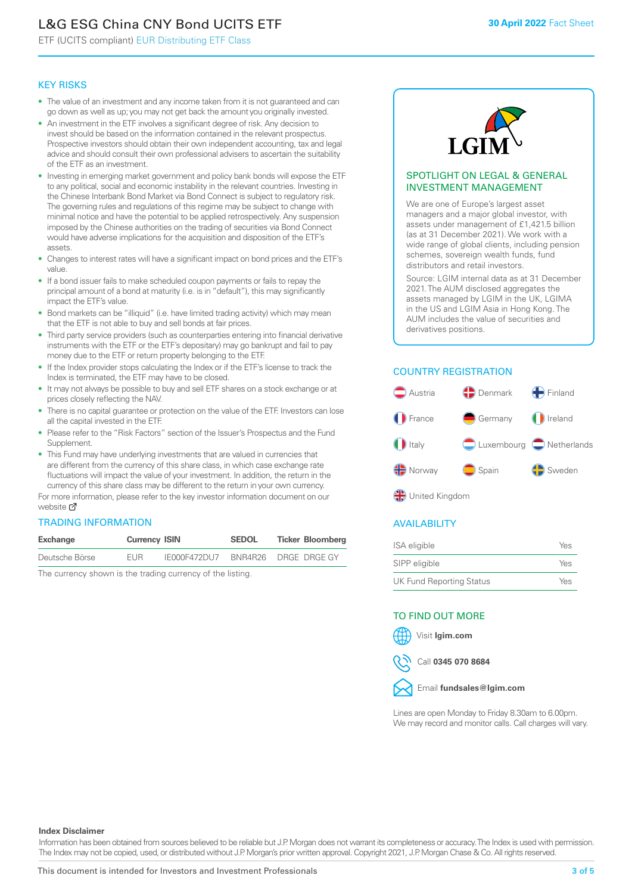# L&G ESG China CNY Bond UCITS ETF

ETF (UCITS compliant) EUR Distributing ETF Class

30 April 2022 Fact Sheet

## KEY RISKS

- The value of an investment and any income taken from it is not guaranteed and can go down as well as up; you may not get back the amount you originally invested.
- An investment in the ETF involves a significant degree of risk. Any decision to invest should be based on the information contained in the relevant prospectus. Prospective investors should obtain their own independent accounting, tax and legal advice and should consult their own professional advisers to ascertain the suitability of the ETF as an investment.
- Investing in emerging market government and policy bank bonds will expose the ETF to any political, social and economic instability in the relevant countries. Investing in the Chinese Interbank Bond Market via Bond Connect is subject to regulatory risk. The governing rules and regulations of this regime may be subject to change with minimal notice and have the potential to be applied retrospectively. Any suspension imposed by the Chinese authorities on the trading of securities via Bond Connect would have adverse implications for the acquisition and disposition of the ETF's assets.
- Changes to interest rates will have a significant impact on bond prices and the ETF's value.
- If a bond issuer fails to make scheduled coupon payments or fails to repay the principal amount of a bond at maturity (i.e. is in "default"), this may significantly impact the ETF's value.
- Bond markets can be "illiquid" (i.e. have limited trading activity) which may mean that the ETF is not able to buy and sell bonds at fair prices.
- Third party service providers (such as counterparties entering into financial derivative instruments with the ETF or the ETF's depositary) may go bankrupt and fail to pay money due to the ETF or return property belonging to the ETF.
- If the Index provider stops calculating the Index or if the ETF's license to track the Index is terminated, the ETF may have to be closed.
- It may not always be possible to buy and sell ETF shares on a stock exchange or at prices closely reflecting the NAV.
- There is no capital guarantee or protection on the value of the ETF. Investors can lose all the capital invested in the ETF.
- Please refer to the "Risk Factors" section of the Issuer's Prospectus and the Fund Supplement.
- This Fund may have underlying investments that are valued in currencies that are different from the currency of this share class, in which case exchange rate fluctuations will impact the value of your investment. In addition, the return in the currency of this share class may be different to the return in your own currency.

For more information, please refer to the key investor information document on our website

## TRADING INFORMATION

| Exchange | Currency | ISIN | SEDOL | Ticker | Bloomberg |
|---|---|---|---|---|---|
| Deutsche Börse | EUR | IE000F472DU7 | BNR4R26 | DRGE | DRGE GY |

The currency shown is the trading currency of the listing.

## SPOTLIGHT ON LEGAL & GENERAL INVESTMENT MANAGEMENT

We are one of Europe's largest asset managers and a major global investor, with assets under management of £1,421.5 billion (as at 31 December 2021). We work with a wide range of global clients, including pension schemes, sovereign wealth funds, fund distributors and retail investors.

Source: LGIM internal data as at 31 December 2021. The AUM disclosed aggregates the assets managed by LGIM in the UK, LGIMA in the US and LGIM Asia in Hong Kong. The AUM includes the value of securities and derivatives positions.

## COUNTRY REGISTRATION

Austria, Denmark, Finland, France, Germany, Ireland, Italy, Luxembourg, Netherlands, Norway, Spain, Sweden, United Kingdom

## AVAILABILITY

| | |
|---|---|
| ISA eligible | Yes |
| SIPP eligible | Yes |
| UK Fund Reporting Status | Yes |

## TO FIND OUT MORE

Visit **lgim.com**

Call **0345 070 8684**

Email **fundsales@lgim.com**

Lines are open Monday to Friday 8.30am to 6.00pm. We may record and monitor calls. Call charges will vary.

**Index Disclaimer**

Information has been obtained from sources believed to be reliable but J.P. Morgan does not warrant its completeness or accuracy. The Index is used with permission. The Index may not be copied, used, or distributed without J.P. Morgan's prior written approval. Copyright 2021, J.P. Morgan Chase & Co. All rights reserved.

This document is intended for Investors and Investment Professionals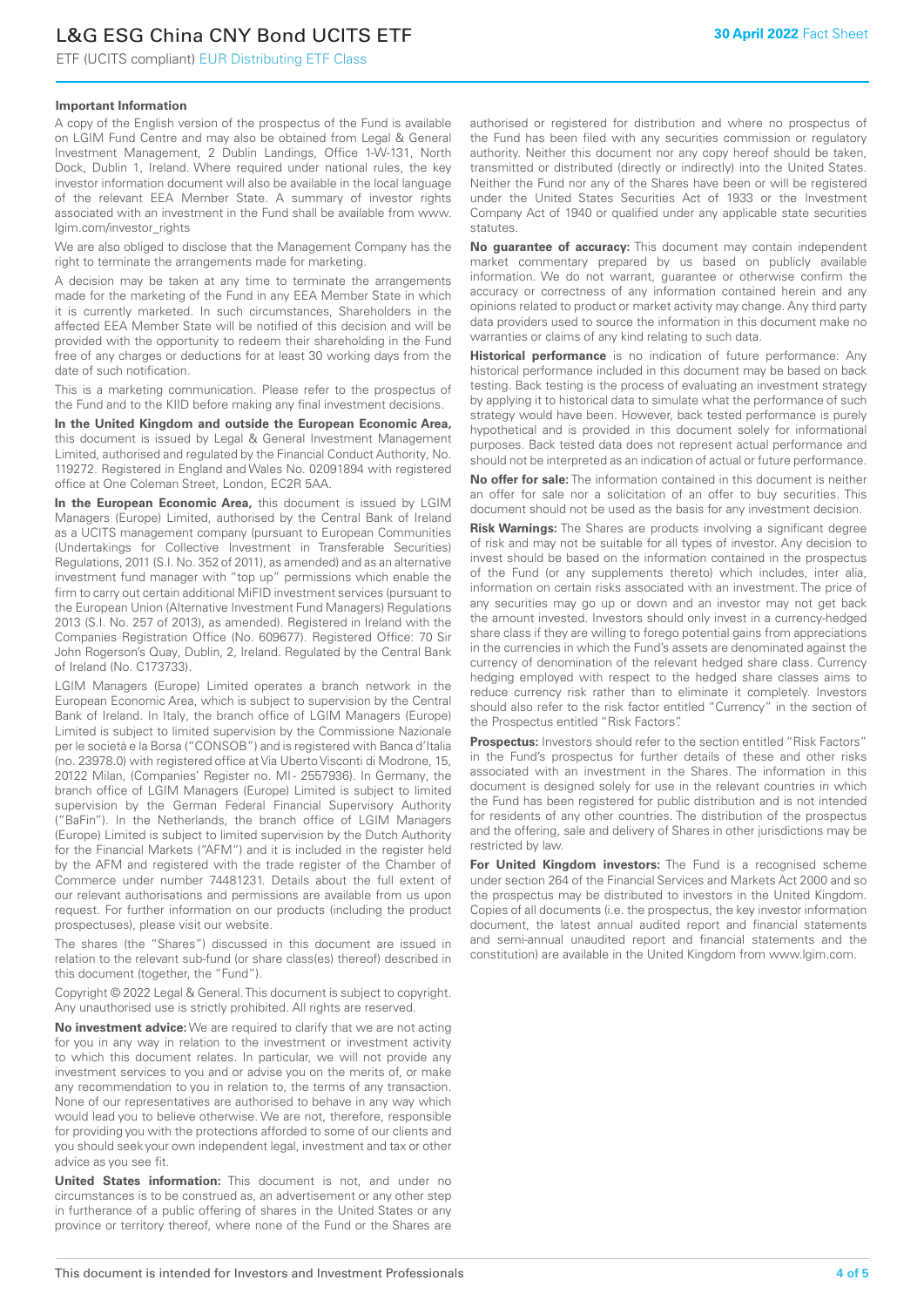### Important Information

A copy of the English version of the prospectus of the Fund is available on LGIM Fund Centre and may also be obtained from Legal & General Investment Management, 2 Dublin Landings, Office 1-W-131, North Dock, Dublin 1, Ireland. Where required under national rules, the key investor information document will also be available in the local language of the relevant EEA Member State. A summary of investor rights associated with an investment in the Fund shall be available from www.lgim.com/investor_rights

We are also obliged to disclose that the Management Company has the right to terminate the arrangements made for marketing.

A decision may be taken at any time to terminate the arrangements made for the marketing of the Fund in any EEA Member State in which it is currently marketed. In such circumstances, Shareholders in the affected EEA Member State will be notified of this decision and will be provided with the opportunity to redeem their shareholding in the Fund free of any charges or deductions for at least 30 working days from the date of such notification.

This is a marketing communication. Please refer to the prospectus of the Fund and to the KIID before making any final investment decisions.

**In the United Kingdom and outside the European Economic Area,** this document is issued by Legal & General Investment Management Limited, authorised and regulated by the Financial Conduct Authority, No. 119272. Registered in England and Wales No. 02091894 with registered office at One Coleman Street, London, EC2R 5AA.

**In the European Economic Area,** this document is issued by LGIM Managers (Europe) Limited, authorised by the Central Bank of Ireland as a UCITS management company (pursuant to European Communities (Undertakings for Collective Investment in Transferable Securities) Regulations, 2011 (S.I. No. 352 of 2011), as amended) and as an alternative investment fund manager with "top up" permissions which enable the firm to carry out certain additional MiFID investment services (pursuant to the European Union (Alternative Investment Fund Managers) Regulations 2013 (S.I. No. 257 of 2013), as amended). Registered in Ireland with the Companies Registration Office (No. 609677). Registered Office: 70 Sir John Rogerson's Quay, Dublin, 2, Ireland. Regulated by the Central Bank of Ireland (No. C173733).

LGIM Managers (Europe) Limited operates a branch network in the European Economic Area, which is subject to supervision by the Central Bank of Ireland. In Italy, the branch office of LGIM Managers (Europe) Limited is subject to limited supervision by the Commissione Nazionale per le società e la Borsa ("CONSOB") and is registered with Banca d'Italia (no. 23978.0) with registered office at Via Uberto Visconti di Modrone, 15, 20122 Milan, (Companies' Register no. MI - 2557936). In Germany, the branch office of LGIM Managers (Europe) Limited is subject to limited supervision by the German Federal Financial Supervisory Authority ("BaFin"). In the Netherlands, the branch office of LGIM Managers (Europe) Limited is subject to limited supervision by the Dutch Authority for the Financial Markets ("AFM") and it is included in the register held by the AFM and registered with the trade register of the Chamber of Commerce under number 74481231. Details about the full extent of our relevant authorisations and permissions are available from us upon request. For further information on our products (including the product prospectuses), please visit our website.

The shares (the "Shares") discussed in this document are issued in relation to the relevant sub-fund (or share class(es) thereof) described in this document (together, the "Fund").

Copyright © 2022 Legal & General. This document is subject to copyright. Any unauthorised use is strictly prohibited. All rights are reserved.

**No investment advice:** We are required to clarify that we are not acting for you in any way in relation to the investment or investment activity to which this document relates. In particular, we will not provide any investment services to you and or advise you on the merits of, or make any recommendation to you in relation to, the terms of any transaction. None of our representatives are authorised to behave in any way which would lead you to believe otherwise. We are not, therefore, responsible for providing you with the protections afforded to some of our clients and you should seek your own independent legal, investment and tax or other advice as you see fit.

**United States information:** This document is not, and under no circumstances is to be construed as, an advertisement or any other step in furtherance of a public offering of shares in the United States or any province or territory thereof, where none of the Fund or the Shares are authorised or registered for distribution and where no prospectus of the Fund has been filed with any securities commission or regulatory authority. Neither this document nor any copy hereof should be taken, transmitted or distributed (directly or indirectly) into the United States. Neither the Fund nor any of the Shares have been or will be registered under the United States Securities Act of 1933 or the Investment Company Act of 1940 or qualified under any applicable state securities statutes.

**No guarantee of accuracy:** This document may contain independent market commentary prepared by us based on publicly available information. We do not warrant, guarantee or otherwise confirm the accuracy or correctness of any information contained herein and any opinions related to product or market activity may change. Any third party data providers used to source the information in this document make no warranties or claims of any kind relating to such data.

**Historical performance** is no indication of future performance: Any historical performance included in this document may be based on back testing. Back testing is the process of evaluating an investment strategy by applying it to historical data to simulate what the performance of such strategy would have been. However, back tested performance is purely hypothetical and is provided in this document solely for informational purposes. Back tested data does not represent actual performance and should not be interpreted as an indication of actual or future performance.

**No offer for sale:** The information contained in this document is neither an offer for sale nor a solicitation of an offer to buy securities. This document should not be used as the basis for any investment decision.

**Risk Warnings:** The Shares are products involving a significant degree of risk and may not be suitable for all types of investor. Any decision to invest should be based on the information contained in the prospectus of the Fund (or any supplements thereto) which includes, inter alia, information on certain risks associated with an investment. The price of any securities may go up or down and an investor may not get back the amount invested. Investors should only invest in a currency-hedged share class if they are willing to forego potential gains from appreciations in the currencies in which the Fund's assets are denominated against the currency of denomination of the relevant hedged share class. Currency hedging employed with respect to the hedged share classes aims to reduce currency risk rather than to eliminate it completely. Investors should also refer to the risk factor entitled "Currency" in the section of the Prospectus entitled "Risk Factors".

**Prospectus:** Investors should refer to the section entitled "Risk Factors" in the Fund's prospectus for further details of these and other risks associated with an investment in the Shares. The information in this document is designed solely for use in the relevant countries in which the Fund has been registered for public distribution and is not intended for residents of any other countries. The distribution of the prospectus and the offering, sale and delivery of Shares in other jurisdictions may be restricted by law.

**For United Kingdom investors:** The Fund is a recognised scheme under section 264 of the Financial Services and Markets Act 2000 and so the prospectus may be distributed to investors in the United Kingdom. Copies of all documents (i.e. the prospectus, the key investor information document, the latest annual audited report and financial statements and semi-annual unaudited report and financial statements and the constitution) are available in the United Kingdom from www.lgim.com.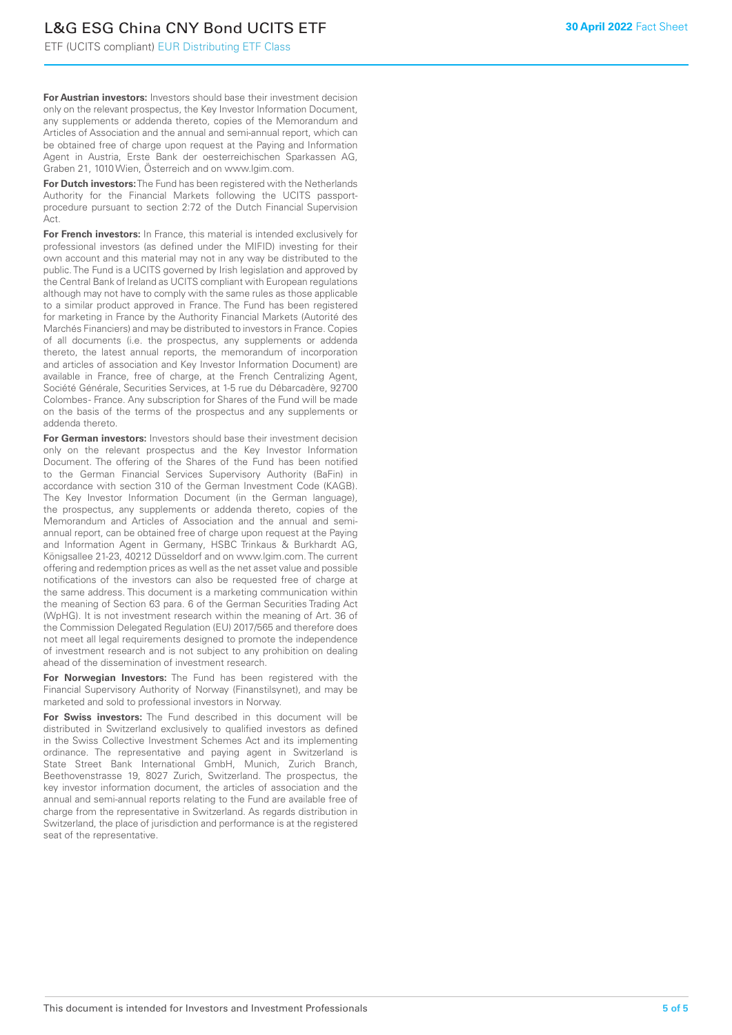**For Austrian investors:** Investors should base their investment decision only on the relevant prospectus, the Key Investor Information Document, any supplements or addenda thereto, copies of the Memorandum and Articles of Association and the annual and semi-annual report, which can be obtained free of charge upon request at the Paying and Information Agent in Austria, Erste Bank der oesterreichischen Sparkassen AG, Graben 21, 1010 Wien, Österreich and on www.lgim.com.

**For Dutch investors:** The Fund has been registered with the Netherlands Authority for the Financial Markets following the UCITS passport-procedure pursuant to section 2:72 of the Dutch Financial Supervision Act.

**For French investors:** In France, this material is intended exclusively for professional investors (as defined under the MIFID) investing for their own account and this material may not in any way be distributed to the public. The Fund is a UCITS governed by Irish legislation and approved by the Central Bank of Ireland as UCITS compliant with European regulations although may not have to comply with the same rules as those applicable to a similar product approved in France. The Fund has been registered for marketing in France by the Authority Financial Markets (Autorité des Marchés Financiers) and may be distributed to investors in France. Copies of all documents (i.e. the prospectus, any supplements or addenda thereto, the latest annual reports, the memorandum of incorporation and articles of association and Key Investor Information Document) are available in France, free of charge, at the French Centralizing Agent, Société Générale, Securities Services, at 1-5 rue du Débarcadère, 92700 Colombes- France. Any subscription for Shares of the Fund will be made on the basis of the terms of the prospectus and any supplements or addenda thereto.

**For German investors:** Investors should base their investment decision only on the relevant prospectus and the Key Investor Information Document. The offering of the Shares of the Fund has been notified to the German Financial Services Supervisory Authority (BaFin) in accordance with section 310 of the German Investment Code (KAGB). The Key Investor Information Document (in the German language), the prospectus, any supplements or addenda thereto, copies of the Memorandum and Articles of Association and the annual and semi-annual report, can be obtained free of charge upon request at the Paying and Information Agent in Germany, HSBC Trinkaus & Burkhardt AG, Königsallee 21-23, 40212 Düsseldorf and on www.lgim.com. The current offering and redemption prices as well as the net asset value and possible notifications of the investors can also be requested free of charge at the same address. This document is a marketing communication within the meaning of Section 63 para. 6 of the German Securities Trading Act (WpHG). It is not investment research within the meaning of Art. 36 of the Commission Delegated Regulation (EU) 2017/565 and therefore does not meet all legal requirements designed to promote the independence of investment research and is not subject to any prohibition on dealing ahead of the dissemination of investment research.

**For Norwegian Investors:** The Fund has been registered with the Financial Supervisory Authority of Norway (Finanstilsynet), and may be marketed and sold to professional investors in Norway.

**For Swiss investors:** The Fund described in this document will be distributed in Switzerland exclusively to qualified investors as defined in the Swiss Collective Investment Schemes Act and its implementing ordinance. The representative and paying agent in Switzerland is State Street Bank International GmbH, Munich, Zurich Branch, Beethovenstrasse 19, 8027 Zurich, Switzerland. The prospectus, the key investor information document, the articles of association and the annual and semi-annual reports relating to the Fund are available free of charge from the representative in Switzerland. As regards distribution in Switzerland, the place of jurisdiction and performance is at the registered seat of the representative.